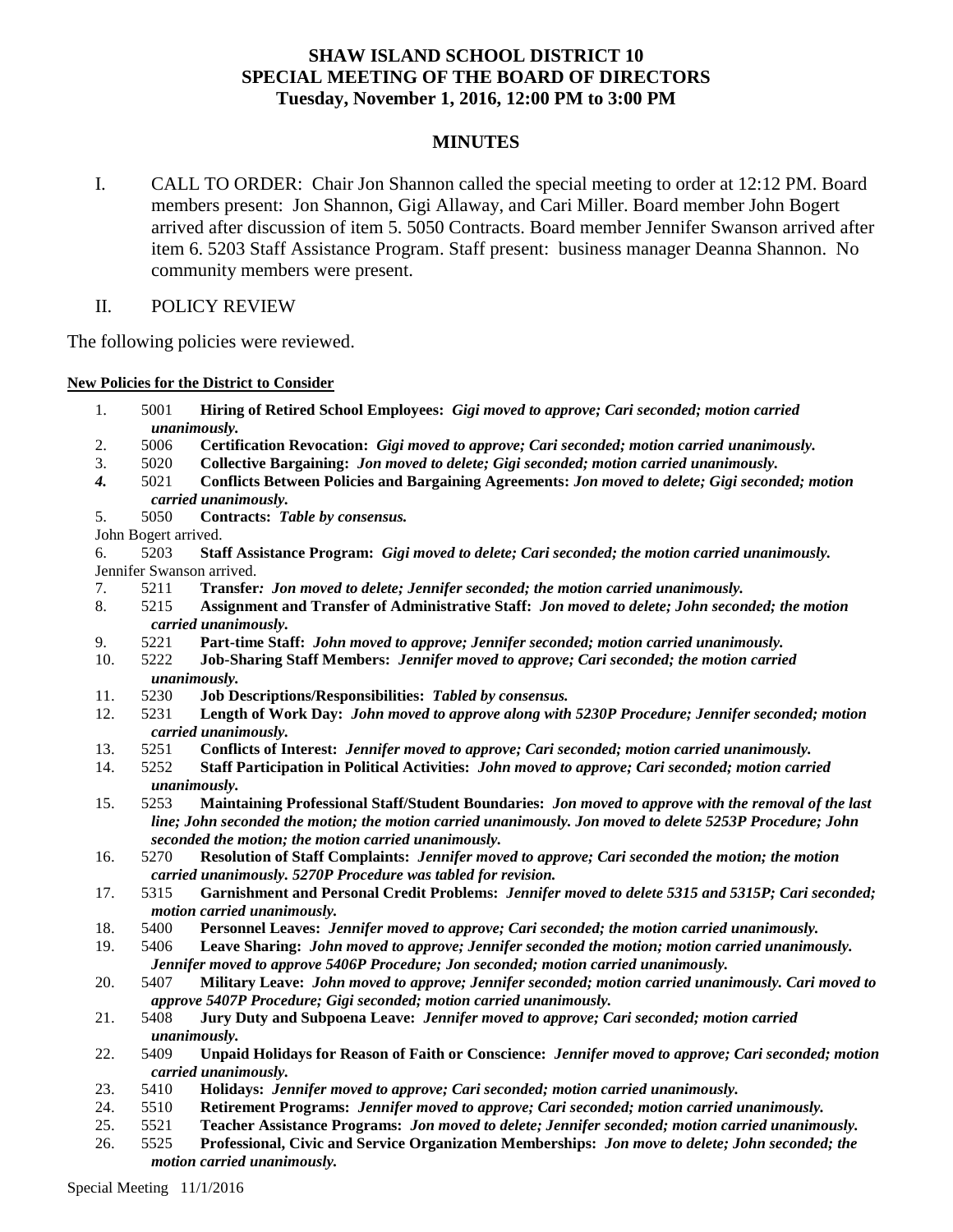# SHAW ISLAND SCHOOL DISTRICT 10
## SPECIAL MEETING OF THE BOARD OF DIRECTORS
### Tuesday, November 1, 2016, 12:00 PM to 3:00 PM

## MINUTES

I. CALL TO ORDER: Chair Jon Shannon called the special meeting to order at 12:12 PM. Board members present: Jon Shannon, Gigi Allaway, and Cari Miller. Board member John Bogert arrived after discussion of item 5. 5050 Contracts. Board member Jennifer Swanson arrived after item 6. 5203 Staff Assistance Program. Staff present: business manager Deanna Shannon. No community members were present.

II. POLICY REVIEW

The following policies were reviewed.

**New Policies for the District to Consider**

1. 5001 **Hiring of Retired School Employees:** ***Gigi moved to approve; Cari seconded; motion carried unanimously.***
2. 5006 **Certification Revocation:** ***Gigi moved to approve; Cari seconded; motion carried unanimously.***
3. 5020 **Collective Bargaining:** ***Jon moved to delete; Gigi seconded; motion carried unanimously.***
4. 5021 **Conflicts Between Policies and Bargaining Agreements:** ***Jon moved to delete; Gigi seconded; motion carried unanimously.***
5. 5050 **Contracts:** ***Table by consensus.***

John Bogert arrived.

6. 5203 **Staff Assistance Program:** ***Gigi moved to delete; Cari seconded; the motion carried unanimously.***

Jennifer Swanson arrived.

7. 5211 **Transfer*: Jon moved to delete; Jennifer seconded; the motion carried unanimously.***
8. 5215 **Assignment and Transfer of Administrative Staff:** ***Jon moved to delete; John seconded; the motion carried unanimously.***
9. 5221 **Part-time Staff:** ***John moved to approve; Jennifer seconded; motion carried unanimously.***
10. 5222 **Job-Sharing Staff Members:** ***Jennifer moved to approve; Cari seconded; the motion carried unanimously.***
11. 5230 **Job Descriptions/Responsibilities:** ***Tabled by consensus.***
12. 5231 **Length of Work Day:** ***John moved to approve along with 5230P Procedure; Jennifer seconded; motion carried unanimously.***
13. 5251 **Conflicts of Interest:** ***Jennifer moved to approve; Cari seconded; motion carried unanimously.***
14. 5252 **Staff Participation in Political Activities:** ***John moved to approve; Cari seconded; motion carried unanimously.***
15. 5253 **Maintaining Professional Staff/Student Boundaries:** ***Jon moved to approve with the removal of the last line; John seconded the motion; the motion carried unanimously. Jon moved to delete 5253P Procedure; John seconded the motion; the motion carried unanimously.***
16. 5270 **Resolution of Staff Complaints:** ***Jennifer moved to approve; Cari seconded the motion; the motion carried unanimously. 5270P Procedure was tabled for revision.***
17. 5315 **Garnishment and Personal Credit Problems:** ***Jennifer moved to delete 5315 and 5315P; Cari seconded; motion carried unanimously.***
18. 5400 **Personnel Leaves:** ***Jennifer moved to approve; Cari seconded; the motion carried unanimously.***
19. 5406 **Leave Sharing:** ***John moved to approve; Jennifer seconded the motion; motion carried unanimously. Jennifer moved to approve 5406P Procedure; Jon seconded; motion carried unanimously.***
20. 5407 **Military Leave:** ***John moved to approve; Jennifer seconded; motion carried unanimously. Cari moved to approve 5407P Procedure; Gigi seconded; motion carried unanimously.***
21. 5408 **Jury Duty and Subpoena Leave:** ***Jennifer moved to approve; Cari seconded; motion carried unanimously.***
22. 5409 **Unpaid Holidays for Reason of Faith or Conscience:** ***Jennifer moved to approve; Cari seconded; motion carried unanimously.***
23. 5410 **Holidays:** ***Jennifer moved to approve; Cari seconded; motion carried unanimously.***
24. 5510 **Retirement Programs:** ***Jennifer moved to approve; Cari seconded; motion carried unanimously.***
25. 5521 **Teacher Assistance Programs:** ***Jon moved to delete; Jennifer seconded; motion carried unanimously.***
26. 5525 **Professional, Civic and Service Organization Memberships:** ***Jon move to delete; John seconded; the motion carried unanimously.***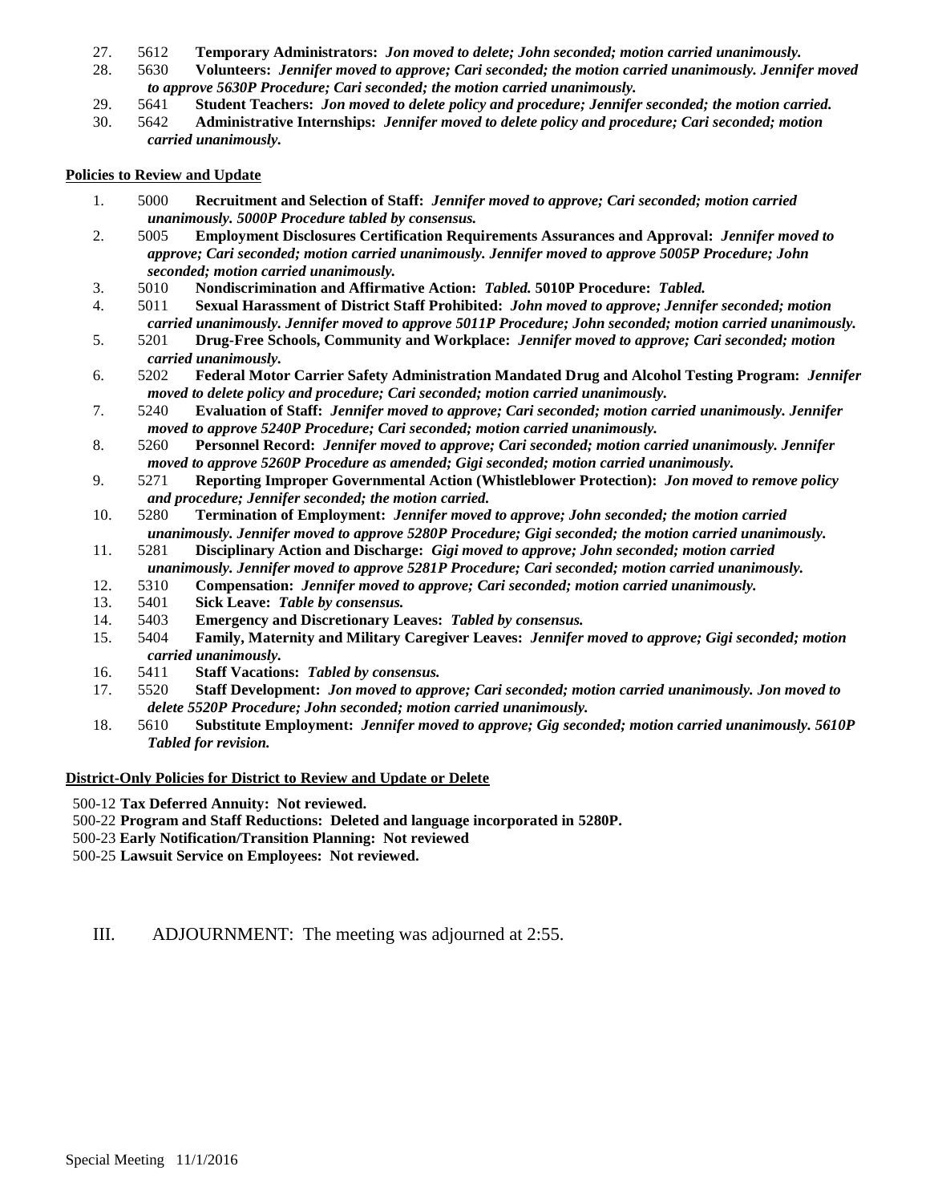27. 5612 **Temporary Administrators:** ***Jon moved to delete; John seconded; motion carried unanimously.***
28. 5630 **Volunteers:** ***Jennifer moved to approve; Cari seconded; the motion carried unanimously. Jennifer moved to approve 5630P Procedure; Cari seconded; the motion carried unanimously.***
29. 5641 **Student Teachers:** ***Jon moved to delete policy and procedure; Jennifer seconded; the motion carried.***
30. 5642 **Administrative Internships:** ***Jennifer moved to delete policy and procedure; Cari seconded; motion carried unanimously.***

**Policies to Review and Update**

1. 5000 **Recruitment and Selection of Staff:** ***Jennifer moved to approve; Cari seconded; motion carried unanimously. 5000P Procedure tabled by consensus.***
2. 5005 **Employment Disclosures Certification Requirements Assurances and Approval:** ***Jennifer moved to approve; Cari seconded; motion carried unanimously. Jennifer moved to approve 5005P Procedure; John seconded; motion carried unanimously.***
3. 5010 **Nondiscrimination and Affirmative Action:** ***Tabled.*** **5010P Procedure:** ***Tabled.***
4. 5011 **Sexual Harassment of District Staff Prohibited:** ***John moved to approve; Jennifer seconded; motion carried unanimously. Jennifer moved to approve 5011P Procedure; John seconded; motion carried unanimously.***
5. 5201 **Drug-Free Schools, Community and Workplace:** ***Jennifer moved to approve; Cari seconded; motion carried unanimously.***
6. 5202 **Federal Motor Carrier Safety Administration Mandated Drug and Alcohol Testing Program:** ***Jennifer moved to delete policy and procedure; Cari seconded; motion carried unanimously.***
7. 5240 **Evaluation of Staff:** ***Jennifer moved to approve; Cari seconded; motion carried unanimously. Jennifer moved to approve 5240P Procedure; Cari seconded; motion carried unanimously.***
8. 5260 **Personnel Record:** ***Jennifer moved to approve; Cari seconded; motion carried unanimously. Jennifer moved to approve 5260P Procedure as amended; Gigi seconded; motion carried unanimously.***
9. 5271 **Reporting Improper Governmental Action (Whistleblower Protection):** ***Jon moved to remove policy and procedure; Jennifer seconded; the motion carried.***
10. 5280 **Termination of Employment:** ***Jennifer moved to approve; John seconded; the motion carried unanimously. Jennifer moved to approve 5280P Procedure; Gigi seconded; the motion carried unanimously.***
11. 5281 **Disciplinary Action and Discharge:** ***Gigi moved to approve; John seconded; motion carried unanimously. Jennifer moved to approve 5281P Procedure; Cari seconded; motion carried unanimously.***
12. 5310 **Compensation:** ***Jennifer moved to approve; Cari seconded; motion carried unanimously.***
13. 5401 **Sick Leave:** ***Table by consensus.***
14. 5403 **Emergency and Discretionary Leaves:** ***Tabled by consensus.***
15. 5404 **Family, Maternity and Military Caregiver Leaves:** ***Jennifer moved to approve; Gigi seconded; motion carried unanimously.***
16. 5411 **Staff Vacations:** ***Tabled by consensus.***
17. 5520 **Staff Development:** ***Jon moved to approve; Cari seconded; motion carried unanimously. Jon moved to delete 5520P Procedure; John seconded; motion carried unanimously.***
18. 5610 **Substitute Employment:** ***Jennifer moved to approve; Gig seconded; motion carried unanimously. 5610P Tabled for revision.***

**District-Only Policies for District to Review and Update or Delete**

500-12 **Tax Deferred Annuity: Not reviewed.**
500-22 **Program and Staff Reductions: Deleted and language incorporated in 5280P.**
500-23 **Early Notification/Transition Planning: Not reviewed**
500-25 **Lawsuit Service on Employees: Not reviewed.**

III. ADJOURNMENT: The meeting was adjourned at 2:55.